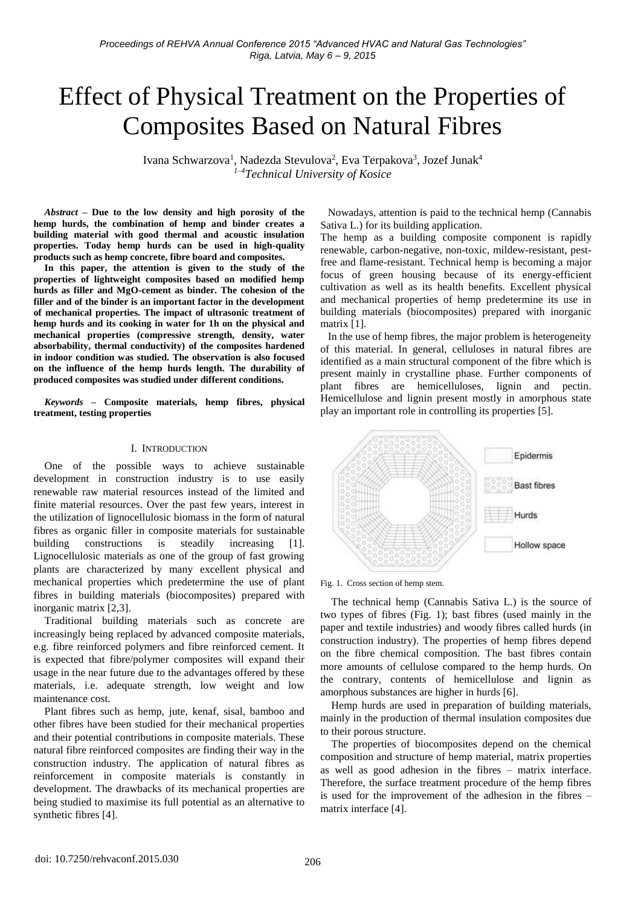# Effect of Physical Treatment on the Properties of Composites Based on Natural Fibres

Ivana Schwarzova[1], Nadezda Stevulova[2], Eva Terpakova[3], Jozef Junak[4]

[1–4]*Technical University of Kosice*

***Abstract* – Due to the low density and high porosity of the hemp hurds, the combination of water and binder creates a building material with good thermal and acoustic insulation properties. Today hemp hurds can be used in high-quality products such as hemp concrete, fibre board and composites.**

**In this paper, the attention is given to the study of the properties of lightweight composites based on modified hemp hurds as filler and MgO-cement as binder. The cohesion of the filler and of the binder is an important factor in the development of mechanical properties. The impact of ultrasonic treatment of hemp hurds and its cooking in water for 1h on the physical and mechanical properties (compressive strength, density, water absorbability, thermal conductivity) of the composites hardened in indoor condition was studied. The observation is also focused on the influence of the hemp hurds length. The durability of produced composites was studied under different conditions.**

***Keywords* – Composite materials, hemp fibres, physical treatment, testing properties**

## I. Introduction

One of the possible ways to achieve sustainable development in construction industry is to use easily renewable raw material resources instead of the limited and finite material resources. Over the past few years, interest in the utilization of lignocellulosic biomass in the form of natural fibres as organic filler in composite materials for sustainable building constructions is steadily increasing [1]. Lignocellulosic materials as one of the group of fast growing plants are characterized by many excellent physical and mechanical properties which predetermine the use of plant fibres in building materials (biocomposites) prepared with inorganic matrix [2,3].

Traditional building materials such as concrete are increasingly being replaced by advanced composite materials, e.g. fibre reinforced polymers and fibre reinforced cement. It is expected that fibre/polymer composites will expand their usage in the near future due to the advantages offered by these materials, i.e. adequate strength, low weight and low maintenance cost.

Plant fibres such as hemp, jute, kenaf, sisal, bamboo and other fibres have been studied for their mechanical properties and their potential contributions in composite materials. These natural fibre reinforced composites are finding their way in the construction industry. The application of natural fibres as reinforcement in composite materials is constantly in development. The drawbacks of its mechanical properties are being studied to maximise its full potential as an alternative to synthetic fibres [4].

Nowadays, attention is paid to the technical hemp (Cannabis Sativa L.) for its building application.

The hemp as a building composite component is rapidly renewable, carbon-negative, non-toxic, mildew-resistant, pest-free and flame-resistant. Technical hemp is becoming a major focus of green housing because of its energy-efficient cultivation as well as its health benefits. Excellent physical and mechanical properties of hemp predetermine its use in building materials (biocomposites) prepared with inorganic matrix [1].

In the use of hemp fibres, the major problem is heterogeneity of this material. In general, celluloses in natural fibres are identified as a main structural component of the fibre which is present mainly in crystalline phase. Further components of plant fibres are hemicelluloses, lignin and pectin. Hemicellulose and lignin present mostly in amorphous state play an important role in controlling its properties [5].

Fig. 1. Cross section of hemp stem.

The technical hemp (Cannabis Sativa L.) is the source of two types of fibres (Fig. 1); bast fibres (used mainly in the paper and textile industries) and woody fibres called hurds (in construction industry). The properties of hemp fibres depend on the fibre chemical composition. The bast fibres contain more amounts of cellulose compared to the hemp hurds. On the contrary, contents of hemicellulose and lignin as amorphous substances are higher in hurds [6].

Hemp hurds are used in preparation of building materials, mainly in the production of thermal insulation composites due to their porous structure.

The properties of biocomposites depend on the chemical composition and structure of hemp material, matrix properties as well as good adhesion in the fibres – matrix interface. Therefore, the surface treatment procedure of the hemp fibres is used for the improvement of the adhesion in the fibres – matrix interface [4].

doi: 10.7250/rehvaconf.2015.030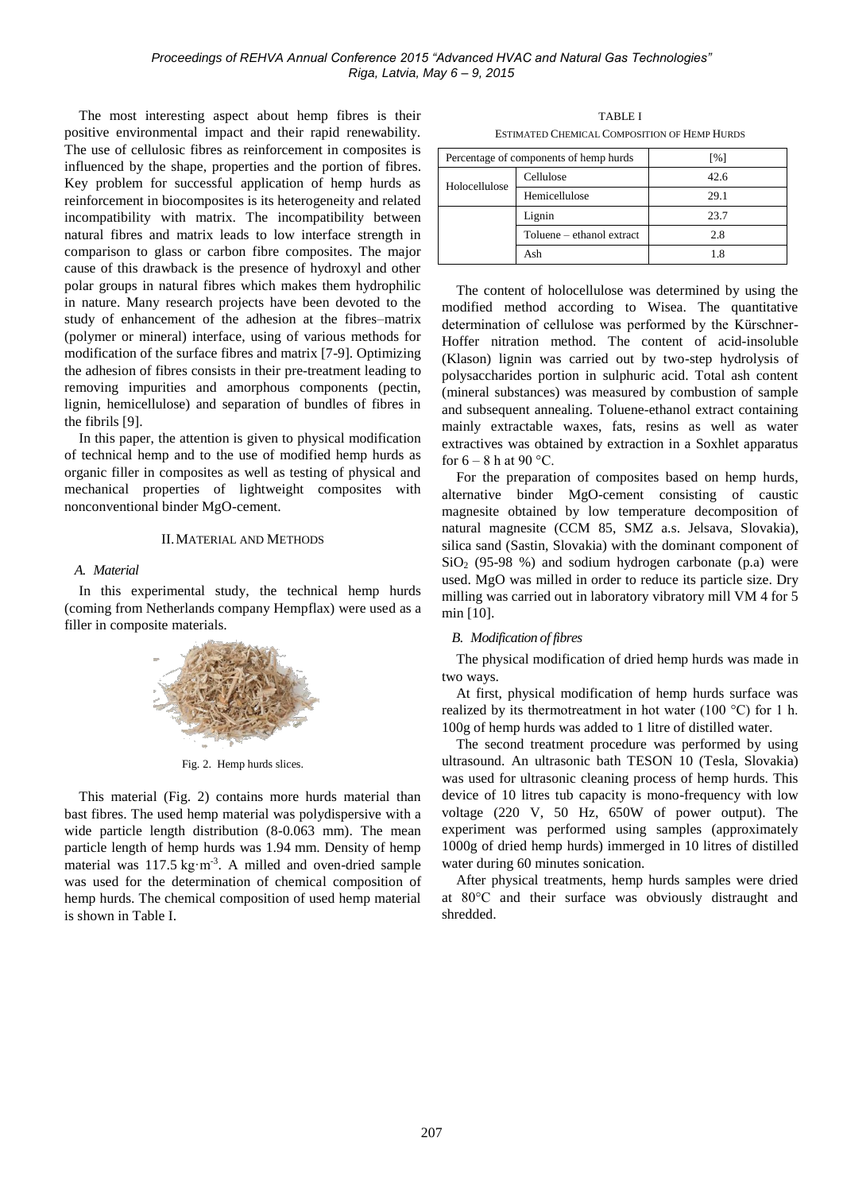The most interesting aspect about hemp fibres is their positive environmental impact and their rapid renewability. The use of cellulosic fibres as reinforcement in composites is influenced by the shape, properties and the portion of fibres. Key problem for successful application of hemp hurds as reinforcement in biocomposites is its heterogeneity and related incompatibility with matrix. The incompatibility between natural fibres and matrix leads to low interface strength in comparison to glass or carbon fibre composites. The major cause of this drawback is the presence of hydroxyl and other polar groups in natural fibres which makes them hydrophilic in nature. Many research projects have been devoted to the study of enhancement of the adhesion at the fibres–matrix (polymer or mineral) interface, using of various methods for modification of the surface fibres and matrix [7-9]. Optimizing the adhesion of fibres consists in their pre-treatment leading to removing impurities and amorphous components (pectin, lignin, hemicellulose) and separation of bundles of fibres in the fibrils [9].

In this paper, the attention is given to physical modification of technical hemp and to the use of modified hemp hurds as organic filler in composites as well as testing of physical and mechanical properties of lightweight composites with nonconventional binder MgO-cement.

## II. Material and Methods

### *A. Material*

In this experimental study, the technical hemp hurds (coming from Netherlands company Hempflax) were used as a filler in composite materials.

Fig. 2. Hemp hurds slices.

This material (Fig. 2) contains more hurds material than bast fibres. The used hemp material was polydispersive with a wide particle length distribution (8-0.063 mm). The mean particle length of hemp hurds was 1.94 mm. Density of hemp material was 117.5 $kg \cdot m^{-3}$. A milled and oven-dried sample was used for the determination of chemical composition of hemp hurds. The chemical composition of used hemp material is shown in Table I.

TABLE I
ESTIMATED CHEMICAL COMPOSITION OF HEMP HURDS

| Percentage of components of hemp hurds | | [%] |
|---|---|---|
| Holocellulose | Cellulose | 42.6 |
| | Hemicellulose | 29.1 |
| | Lignin | 23.7 |
| | Toluene – ethanol extract | 2.8 |
| | Ash | 1.8 |

The content of holocellulose was determined by using the modified method according to Wisea. The quantitative determination of cellulose was performed by the Kürschner-Hoffer nitration method. The content of acid-insoluble (Klason) lignin was carried out by two-step hydrolysis of polysaccharides portion in sulphuric acid. Total ash content (mineral substances) was measured by combustion of sample and subsequent annealing. Toluene-ethanol extract containing mainly extractable waxes, fats, resins as well as water extractives was obtained by extraction in a Soxhlet apparatus for 6 – 8 h at 90 °C.

For the preparation of composites based on hemp hurds, alternative binder MgO-cement consisting of caustic magnesite obtained by low temperature decomposition of natural magnesite (CCM 85, SMZ a.s. Jelsava, Slovakia), silica sand (Sastin, Slovakia) with the dominant component of $SiO_2$ (95-98 %) and sodium hydrogen carbonate (p.a) were used. MgO was milled in order to reduce its particle size. Dry milling was carried out in laboratory vibratory mill VM 4 for 5 min [10].

### *B. Modification of fibres*

The physical modification of dried hemp hurds was made in two ways.

At first, physical modification of hemp hurds surface was realized by its thermotreatment in hot water (100 °C) for 1 h. 100g of hemp hurds was added to 1 litre of distilled water.

The second treatment procedure was performed by using ultrasound. An ultrasonic bath TESON 10 (Tesla, Slovakia) was used for ultrasonic cleaning process of hemp hurds. This device of 10 litres tub capacity is mono-frequency with low voltage (220 V, 50 Hz, 650W of power output). The experiment was performed using samples (approximately 1000g of dried hemp hurds) immerged in 10 litres of distilled water during 60 minutes sonication.

After physical treatments, hemp hurds samples were dried at 80°C and their surface was obviously distraught and shredded.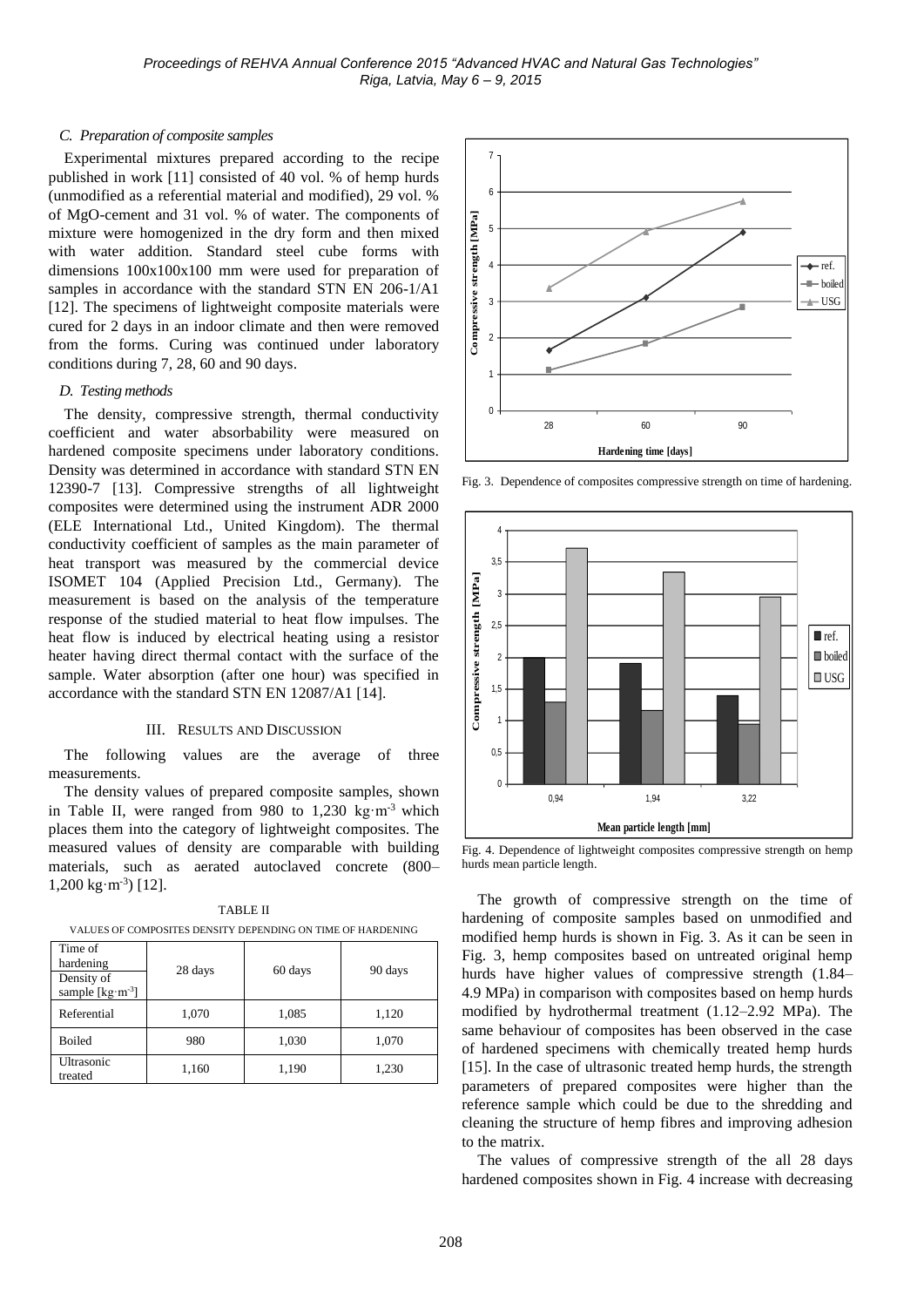### C. Preparation of composite samples

Experimental mixtures prepared according to the recipe published in work [11] consisted of 40 vol. % of hemp hurds (unmodified as a referential material and modified), 29 vol. % of MgO-cement and 31 vol. % of water. The components of mixture were homogenized in the dry form and then mixed with water addition. Standard steel cube forms with dimensions 100x100x100 mm were used for preparation of samples in accordance with the standard STN EN 206-1/A1 [12]. The specimens of lightweight composite materials were cured for 2 days in an indoor climate and then were removed from the forms. Curing was continued under laboratory conditions during 7, 28, 60 and 90 days.

### D. Testing methods

The density, compressive strength, thermal conductivity coefficient and water absorbability were measured on hardened composite specimens under laboratory conditions. Density was determined in accordance with standard STN EN 12390-7 [13]. Compressive strengths of all lightweight composites were determined using the instrument ADR 2000 (ELE International Ltd., United Kingdom). The thermal conductivity coefficient of samples as the main parameter of heat transport was measured by the commercial device ISOMET 104 (Applied Precision Ltd., Germany). The measurement is based on the analysis of the temperature response of the studied material to heat flow impulses. The heat flow is induced by electrical heating using a resistor heater having direct thermal contact with the surface of the sample. Water absorption (after one hour) was specified in accordance with the standard STN EN 12087/A1 [14].

## III. Results and Discussion

The following values are the average of three measurements.

The density values of prepared composite samples, shown in Table II, were ranged from 980 to 1,230 $kg \cdot m^{-3}$ which places them into the category of lightweight composites. The measured values of density are comparable with building materials, such as aerated autoclaved concrete (800–1,200 $kg \cdot m^{-3}$) [12].

TABLE II

VALUES OF COMPOSITES DENSITY DEPENDING ON TIME OF HARDENING

| Time of hardening / Density of sample [$kg \cdot m^{-3}$] | 28 days | 60 days | 90 days |
|---|---|---|---|
| Referential | 1,070 | 1,085 | 1,120 |
| Boiled | 980 | 1,030 | 1,070 |
| Ultrasonic treated | 1,160 | 1,190 | 1,230 |

Fig. 3. Dependence of composites compressive strength on time of hardening.

Fig. 4. Dependence of lightweight composites compressive strength on hemp hurds mean particle length.

The growth of compressive strength on the time of hardening of composite samples based on unmodified and modified hemp hurds is shown in Fig. 3. As it can be seen in Fig. 3, hemp composites based on untreated original hemp hurds have higher values of compressive strength (1.84–4.9 MPa) in comparison with composites based on hemp hurds modified by hydrothermal treatment (1.12–2.92 MPa). The same behaviour of composites has been observed in the case of hardened specimens with chemically treated hemp hurds [15]. In the case of ultrasonic treated hemp hurds, the strength parameters of prepared composites were higher than the reference sample which could be due to the shredding and cleaning the structure of hemp fibres and improving adhesion to the matrix.

The values of compressive strength of the all 28 days hardened composites shown in Fig. 4 increase with decreasing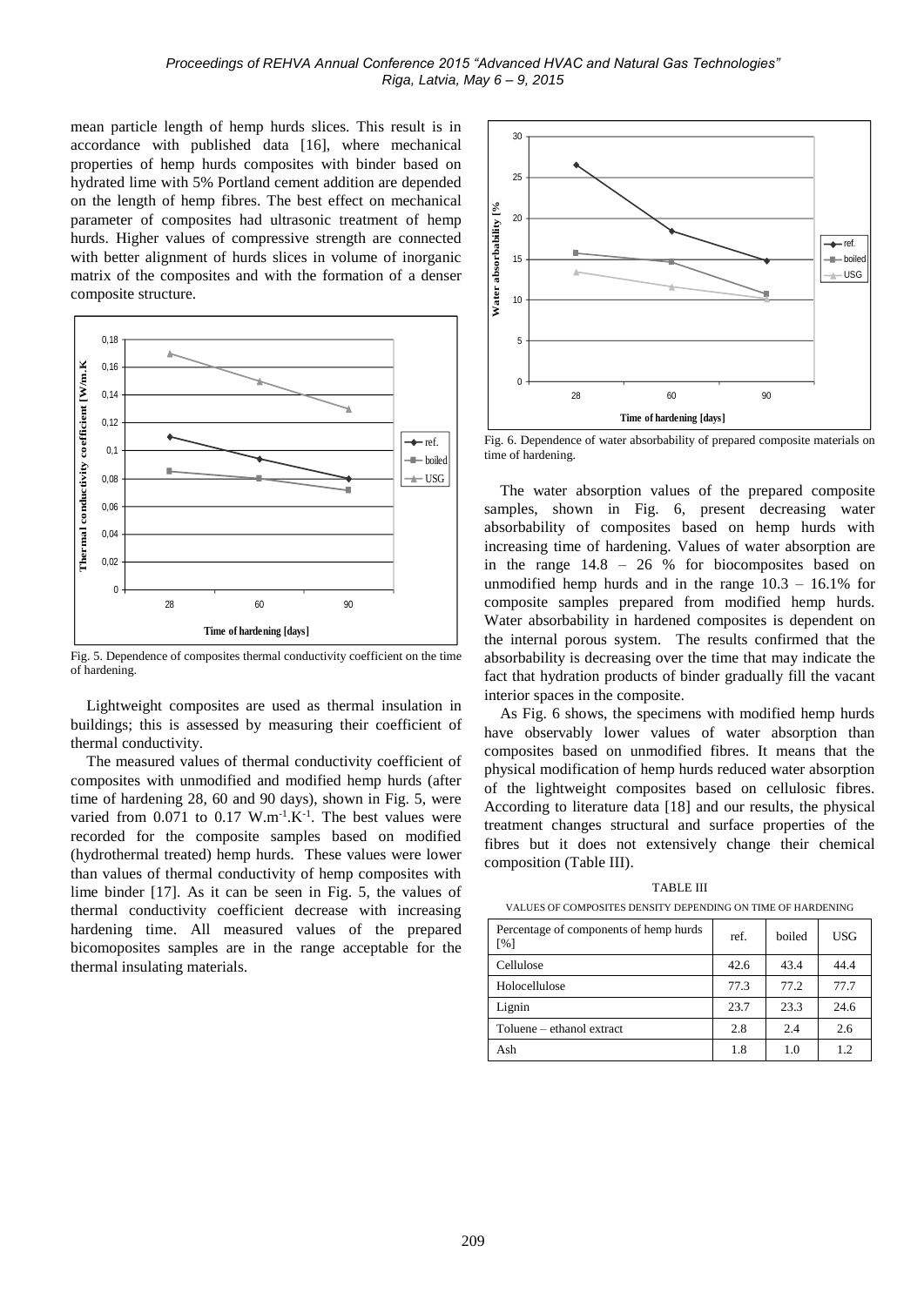mean particle length of hemp hurds slices. This result is in accordance with published data [16], where mechanical properties of hemp hurds composites with binder based on hydrated lime with 5% Portland cement addition are depended on the length of hemp fibres. The best effect on mechanical parameter of composites had ultrasonic treatment of hemp hurds. Higher values of compressive strength are connected with better alignment of hurds slices in volume of inorganic matrix of the composites and with the formation of a denser composite structure.

Fig. 5. Dependence of composites thermal conductivity coefficient on the time of hardening.

Lightweight composites are used as thermal insulation in buildings; this is assessed by measuring their coefficient of thermal conductivity.

The measured values of thermal conductivity coefficient of composites with unmodified and modified hemp hurds (after time of hardening 28, 60 and 90 days), shown in Fig. 5, were varied from 0.071 to 0.17 $W.m^{-1}.K^{-1}$. The best values were recorded for the composite samples based on modified (hydrothermal treated) hemp hurds. These values were lower than values of thermal conductivity of hemp composites with lime binder [17]. As it can be seen in Fig. 5, the values of thermal conductivity coefficient decrease with increasing hardening time. All measured values of the prepared bicomoposites samples are in the range acceptable for the thermal insulating materials.

Fig. 6. Dependence of water absorbability of prepared composite materials on time of hardening.

The water absorption values of the prepared composite samples, shown in Fig. 6, present decreasing water absorbability of composites based on hemp hurds with increasing time of hardening. Values of water absorption are in the range 14.8 – 26 % for biocomposites based on unmodified hemp hurds and in the range 10.3 – 16.1% for composite samples prepared from modified hemp hurds. Water absorbability in hardened composites is dependent on the internal porous system. The results confirmed that the absorbability is decreasing over the time that may indicate the fact that hydration products of binder gradually fill the vacant interior spaces in the composite.

As Fig. 6 shows, the specimens with modified hemp hurds have observably lower values of water absorption than composites based on unmodified fibres. It means that the physical modification of hemp hurds reduced water absorption of the lightweight composites based on cellulosic fibres. According to literature data [18] and our results, the physical treatment changes structural and surface properties of the fibres but it does not extensively change their chemical composition (Table III).

TABLE III

VALUES OF COMPOSITES DENSITY DEPENDING ON TIME OF HARDENING

| Percentage of components of hemp hurds [%] | ref. | boiled | USG |
|---|---|---|---|
| Cellulose | 42.6 | 43.4 | 44.4 |
| Holocellulose | 77.3 | 77.2 | 77.7 |
| Lignin | 23.7 | 23.3 | 24.6 |
| Toluene – ethanol extract | 2.8 | 2.4 | 2.6 |
| Ash | 1.8 | 1.0 | 1.2 |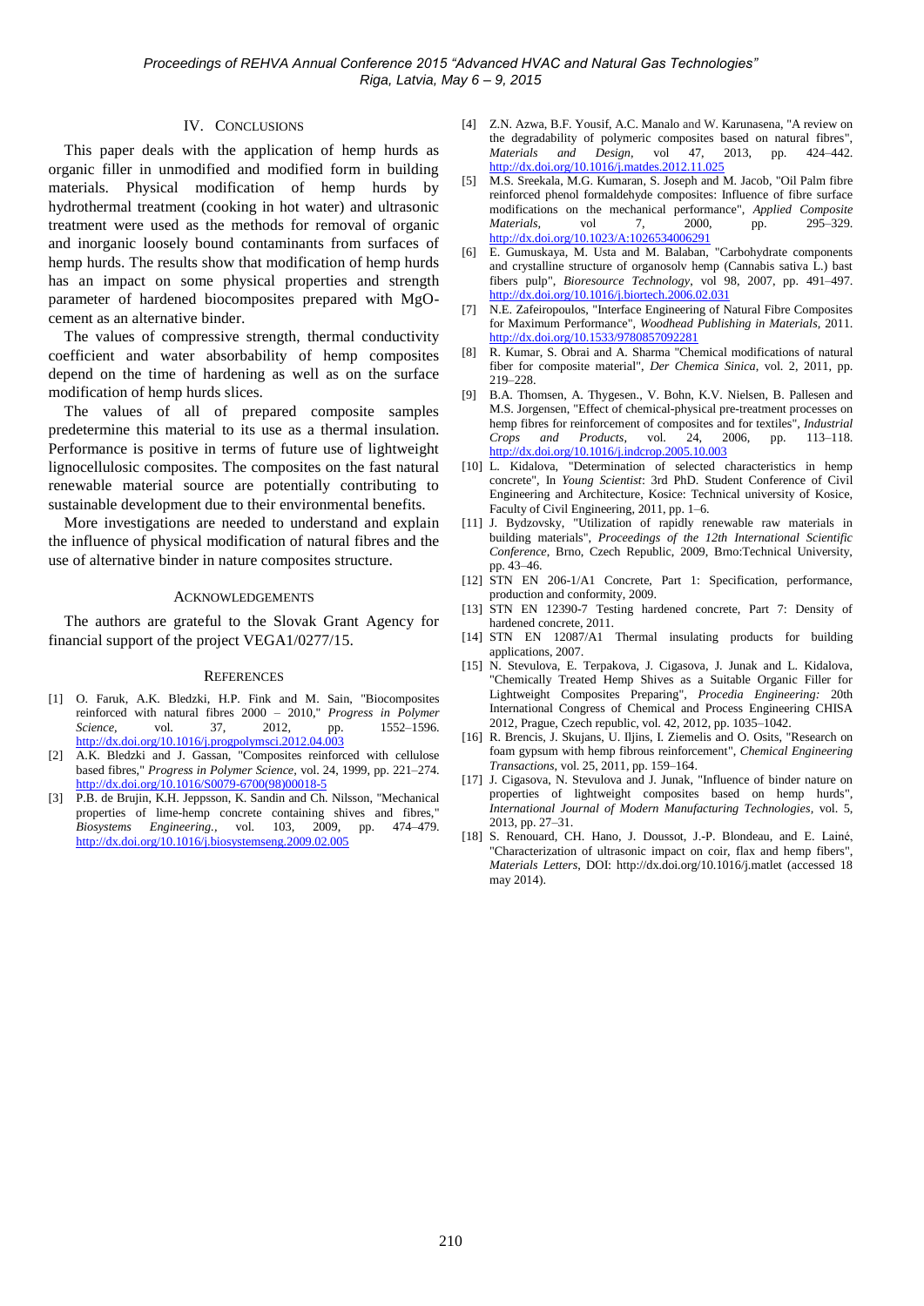## IV. Conclusions

This paper deals with the application of hemp hurds as organic filler in unmodified and modified form in building materials. Physical modification of hemp hurds by hydrothermal treatment (cooking in hot water) and ultrasonic treatment were used as the methods for removal of organic and inorganic loosely bound contaminants from surfaces of hemp hurds. The results show that modification of hemp hurds has an impact on some physical properties and strength parameter of hardened biocomposites prepared with MgO-cement as an alternative binder.

The values of compressive strength, thermal conductivity coefficient and water absorbability of hemp composites depend on the time of hardening as well as on the surface modification of hemp hurds slices.

The values of all of prepared composite samples predetermine this material to its use as a thermal insulation. Performance is positive in terms of future use of lightweight lignocellulosic composites. The composites on the fast natural renewable material source are potentially contributing to sustainable development due to their environmental benefits.

More investigations are needed to understand and explain the influence of physical modification of natural fibres and the use of alternative binder in nature composites structure.

## Acknowledgements

The authors are grateful to the Slovak Grant Agency for financial support of the project VEGA1/0277/15.

## References

[1] O. Faruk, A.K. Bledzki, H.P. Fink and M. Sain, "Biocomposites reinforced with natural fibres 2000 – 2010," *Progress in Polymer Science*, vol. 37, 2012, pp. 1552–1596. http://dx.doi.org/10.1016/j.progpolymsci.2012.04.003

[2] A.K. Bledzki and J. Gassan, "Composites reinforced with cellulose based fibres," *Progress in Polymer Science*, vol. 24, 1999, pp. 221–274. http://dx.doi.org/10.1016/S0079-6700(98)00018-5

[3] P.B. de Brujin, K.H. Jeppsson, K. Sandin and Ch. Nilsson, "Mechanical properties of lime-hemp concrete containing shives and fibres," *Biosystems Engineering.*, vol. 103, 2009, pp. 474–479. http://dx.doi.org/10.1016/j.biosystemseng.2009.02.005

[4] Z.N. Azwa, B.F. Yousif, A.C. Manalo and W. Karunasena, "A review on the degradability of polymeric composites based on natural fibres", *Materials and Design*, vol 47, 2013, pp. 424–442. http://dx.doi.org/10.1016/j.matdes.2012.11.025

[5] M.S. Sreekala, M.G. Kumaran, S. Joseph and M. Jacob, "Oil Palm fibre reinforced phenol formaldehyde composites: Influence of fibre surface modifications on the mechanical performance", *Applied Composite Materials*, vol 7, 2000, pp. 295–329. http://dx.doi.org/10.1023/A:1026534006291

[6] E. Gumuskaya, M. Usta and M. Balaban, "Carbohydrate components and crystalline structure of organosolv hemp (Cannabis sativa L.) bast fibers pulp", *Bioresource Technology*, vol 98, 2007, pp. 491–497. http://dx.doi.org/10.1016/j.biortech.2006.02.031

[7] N.E. Zafeiropoulos, "Interface Engineering of Natural Fibre Composites for Maximum Performance", *Woodhead Publishing in Materials*, 2011. http://dx.doi.org/10.1533/9780857092281

[8] R. Kumar, S. Obrai and A. Sharma "Chemical modifications of natural fiber for composite material", *Der Chemica Sinica*, vol. 2, 2011, pp. 219–228.

[9] B.A. Thomsen, A. Thygesen., V. Bohn, K.V. Nielsen, B. Pallesen and M.S. Jorgensen, "Effect of chemical-physical pre-treatment processes on hemp fibres for reinforcement of composites and for textiles", *Industrial Crops and Products*, vol. 24, 2006, pp. 113–118. http://dx.doi.org/10.1016/j.indcrop.2005.10.003

[10] L. Kidalova, "Determination of selected characteristics in hemp concrete", In *Young Scientist*: 3rd PhD. Student Conference of Civil Engineering and Architecture, Kosice: Technical university of Kosice, Faculty of Civil Engineering, 2011, pp. 1–6.

[11] J. Bydzovsky, "Utilization of rapidly renewable raw materials in building materials", *Proceedings of the 12th International Scientific Conference*, Brno, Czech Republic, 2009, Brno:Technical University, pp. 43–46.

[12] STN EN 206-1/A1 Concrete, Part 1: Specification, performance, production and conformity, 2009.

[13] STN EN 12390-7 Testing hardened concrete, Part 7: Density of hardened concrete, 2011.

[14] STN EN 12087/A1 Thermal insulating products for building applications, 2007.

[15] N. Stevulova, E. Terpakova, J. Cigasova, J. Junak and L. Kidalova, "Chemically Treated Hemp Shives as a Suitable Organic Filler for Lightweight Composites Preparing", *Procedia Engineering:* 20th International Congress of Chemical and Process Engineering CHISA 2012, Prague, Czech republic, vol. 42, 2012, pp. 1035–1042.

[16] R. Brencis, J. Skujans, U. Iljins, I. Ziemelis and O. Osits, "Research on foam gypsum with hemp fibrous reinforcement", *Chemical Engineering Transactions*, vol. 25, 2011, pp. 159–164.

[17] J. Cigasova, N. Stevulova and J. Junak, "Influence of binder nature on properties of lightweight composites based on hemp hurds", *International Journal of Modern Manufacturing Technologies*, vol. 5, 2013, pp. 27–31.

[18] S. Renouard, CH. Hano, J. Doussot, J.-P. Blondeau, and E. Lainé, "Characterization of ultrasonic impact on coir, flax and hemp fibers", *Materials Letters*, DOI: http://dx.doi.org/10.1016/j.matlet (accessed 18 may 2014).